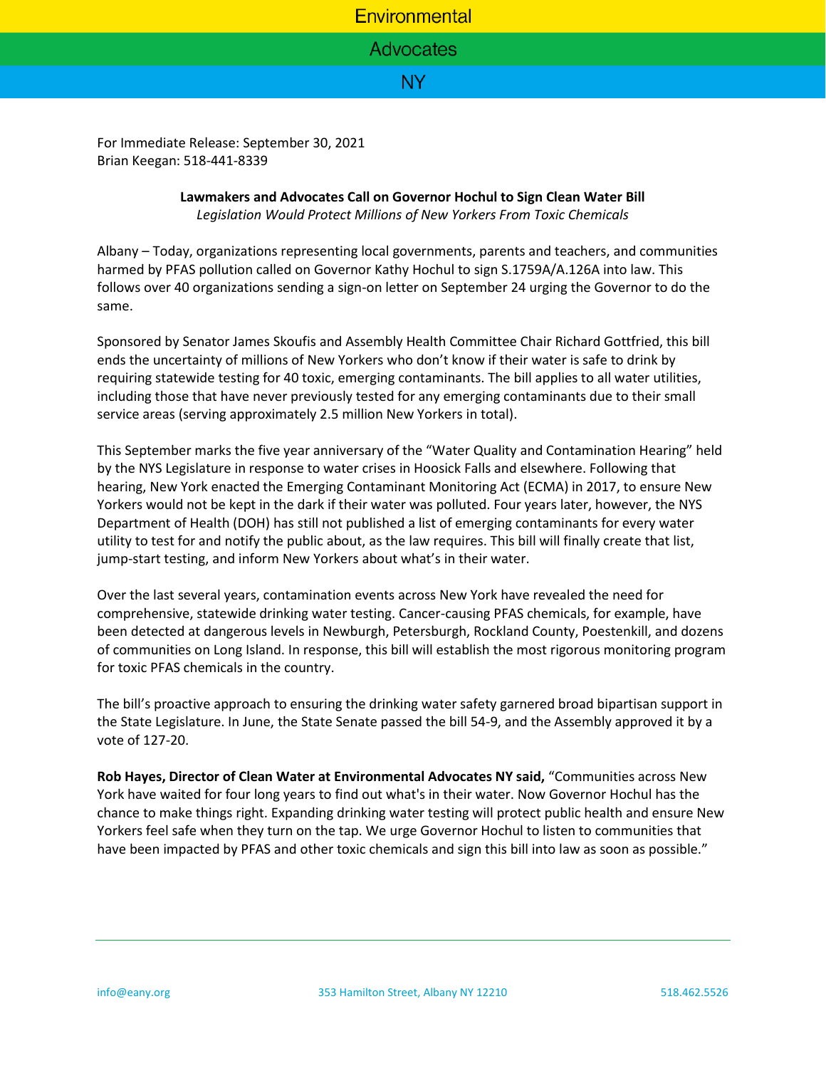Environmental

Advocates

NY

For Immediate Release: September 30, 2021
Brian Keegan: 518-441-8339

**Lawmakers and Advocates Call on Governor Hochul to Sign Clean Water Bill**
*Legislation Would Protect Millions of New Yorkers From Toxic Chemicals*

Albany – Today, organizations representing local governments, parents and teachers, and communities harmed by PFAS pollution called on Governor Kathy Hochul to sign S.1759A/A.126A into law. This follows over 40 organizations sending a sign-on letter on September 24 urging the Governor to do the same.

Sponsored by Senator James Skoufis and Assembly Health Committee Chair Richard Gottfried, this bill ends the uncertainty of millions of New Yorkers who don't know if their water is safe to drink by requiring statewide testing for 40 toxic, emerging contaminants. The bill applies to all water utilities, including those that have never previously tested for any emerging contaminants due to their small service areas (serving approximately 2.5 million New Yorkers in total).

This September marks the five year anniversary of the "Water Quality and Contamination Hearing" held by the NYS Legislature in response to water crises in Hoosick Falls and elsewhere. Following that hearing, New York enacted the Emerging Contaminant Monitoring Act (ECMA) in 2017, to ensure New Yorkers would not be kept in the dark if their water was polluted. Four years later, however, the NYS Department of Health (DOH) has still not published a list of emerging contaminants for every water utility to test for and notify the public about, as the law requires. This bill will finally create that list, jump-start testing, and inform New Yorkers about what's in their water.

Over the last several years, contamination events across New York have revealed the need for comprehensive, statewide drinking water testing. Cancer-causing PFAS chemicals, for example, have been detected at dangerous levels in Newburgh, Petersburgh, Rockland County, Poestenkill, and dozens of communities on Long Island. In response, this bill will establish the most rigorous monitoring program for toxic PFAS chemicals in the country.

The bill's proactive approach to ensuring the drinking water safety garnered broad bipartisan support in the State Legislature. In June, the State Senate passed the bill 54-9, and the Assembly approved it by a vote of 127-20.

**Rob Hayes, Director of Clean Water at Environmental Advocates NY said,** "Communities across New York have waited for four long years to find out what's in their water. Now Governor Hochul has the chance to make things right. Expanding drinking water testing will protect public health and ensure New Yorkers feel safe when they turn on the tap. We urge Governor Hochul to listen to communities that have been impacted by PFAS and other toxic chemicals and sign this bill into law as soon as possible."

info@eany.org 353 Hamilton Street, Albany NY 12210 518.462.5526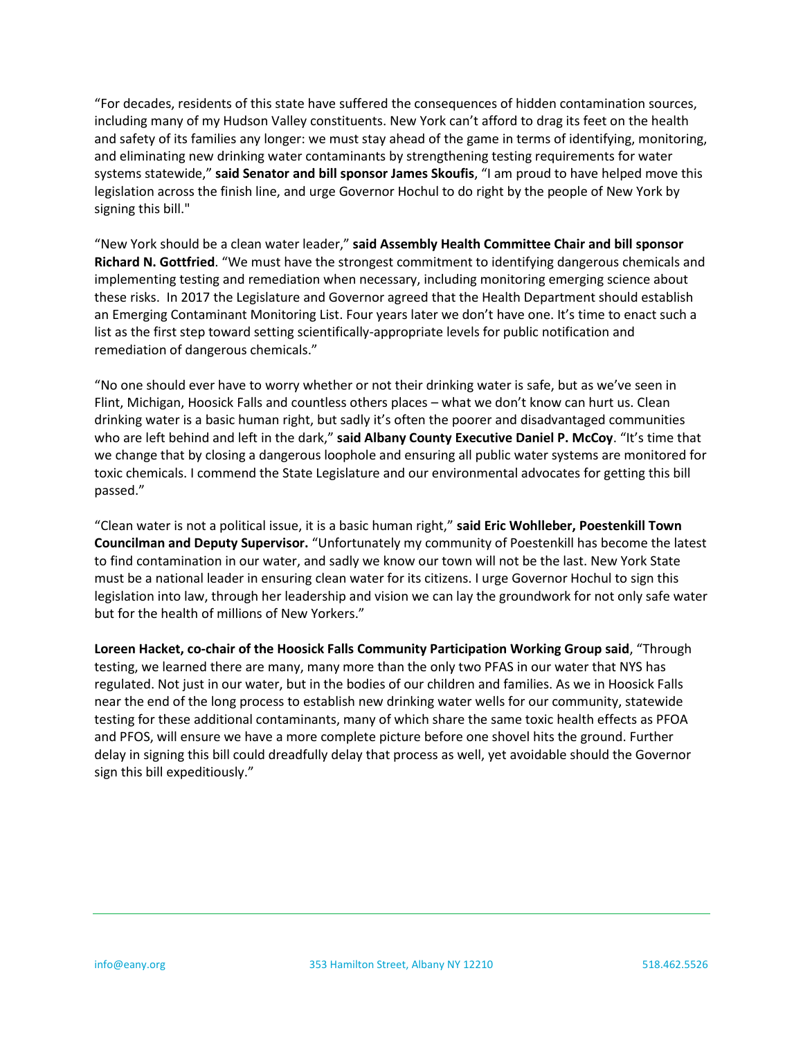"For decades, residents of this state have suffered the consequences of hidden contamination sources, including many of my Hudson Valley constituents. New York can't afford to drag its feet on the health and safety of its families any longer: we must stay ahead of the game in terms of identifying, monitoring, and eliminating new drinking water contaminants by strengthening testing requirements for water systems statewide," **said Senator and bill sponsor James Skoufis**, "I am proud to have helped move this legislation across the finish line, and urge Governor Hochul to do right by the people of New York by signing this bill."

"New York should be a clean water leader," **said Assembly Health Committee Chair and bill sponsor Richard N. Gottfried**. "We must have the strongest commitment to identifying dangerous chemicals and implementing testing and remediation when necessary, including monitoring emerging science about these risks. In 2017 the Legislature and Governor agreed that the Health Department should establish an Emerging Contaminant Monitoring List. Four years later we don't have one. It's time to enact such a list as the first step toward setting scientifically-appropriate levels for public notification and remediation of dangerous chemicals."

"No one should ever have to worry whether or not their drinking water is safe, but as we've seen in Flint, Michigan, Hoosick Falls and countless others places – what we don't know can hurt us. Clean drinking water is a basic human right, but sadly it's often the poorer and disadvantaged communities who are left behind and left in the dark," **said Albany County Executive Daniel P. McCoy**. "It's time that we change that by closing a dangerous loophole and ensuring all public water systems are monitored for toxic chemicals. I commend the State Legislature and our environmental advocates for getting this bill passed."

"Clean water is not a political issue, it is a basic human right," **said Eric Wohlleber, Poestenkill Town Councilman and Deputy Supervisor.** "Unfortunately my community of Poestenkill has become the latest to find contamination in our water, and sadly we know our town will not be the last. New York State must be a national leader in ensuring clean water for its citizens. I urge Governor Hochul to sign this legislation into law, through her leadership and vision we can lay the groundwork for not only safe water but for the health of millions of New Yorkers."

**Loreen Hacket, co-chair of the Hoosick Falls Community Participation Working Group said**, "Through testing, we learned there are many, many more than the only two PFAS in our water that NYS has regulated. Not just in our water, but in the bodies of our children and families. As we in Hoosick Falls near the end of the long process to establish new drinking water wells for our community, statewide testing for these additional contaminants, many of which share the same toxic health effects as PFOA and PFOS, will ensure we have a more complete picture before one shovel hits the ground. Further delay in signing this bill could dreadfully delay that process as well, yet avoidable should the Governor sign this bill expeditiously."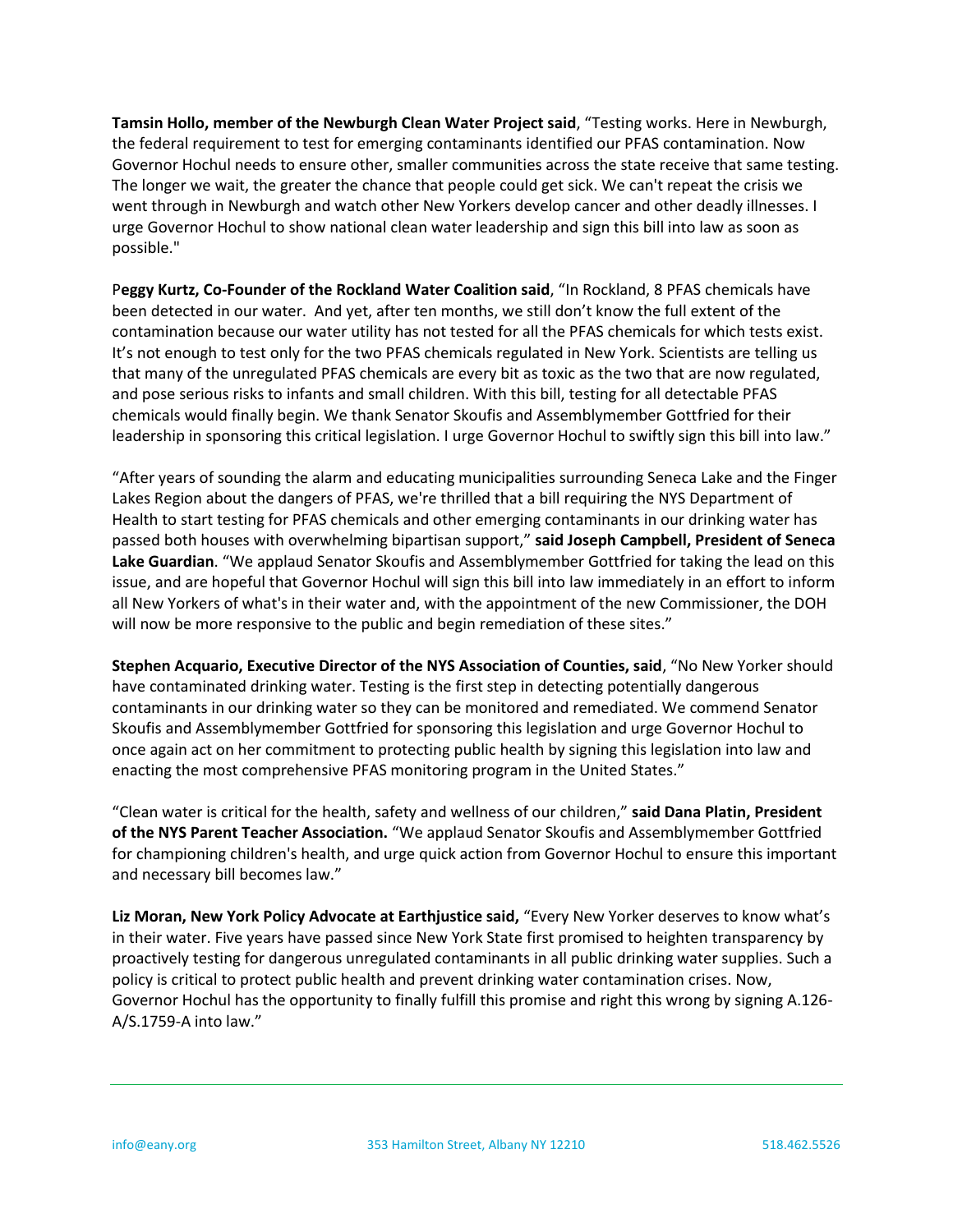**Tamsin Hollo, member of the Newburgh Clean Water Project said**, "Testing works. Here in Newburgh, the federal requirement to test for emerging contaminants identified our PFAS contamination. Now Governor Hochul needs to ensure other, smaller communities across the state receive that same testing. The longer we wait, the greater the chance that people could get sick. We can't repeat the crisis we went through in Newburgh and watch other New Yorkers develop cancer and other deadly illnesses. I urge Governor Hochul to show national clean water leadership and sign this bill into law as soon as possible."

P**eggy Kurtz, Co-Founder of the Rockland Water Coalition said**, "In Rockland, 8 PFAS chemicals have been detected in our water. And yet, after ten months, we still don't know the full extent of the contamination because our water utility has not tested for all the PFAS chemicals for which tests exist. It's not enough to test only for the two PFAS chemicals regulated in New York. Scientists are telling us that many of the unregulated PFAS chemicals are every bit as toxic as the two that are now regulated, and pose serious risks to infants and small children. With this bill, testing for all detectable PFAS chemicals would finally begin. We thank Senator Skoufis and Assemblymember Gottfried for their leadership in sponsoring this critical legislation. I urge Governor Hochul to swiftly sign this bill into law."

"After years of sounding the alarm and educating municipalities surrounding Seneca Lake and the Finger Lakes Region about the dangers of PFAS, we're thrilled that a bill requiring the NYS Department of Health to start testing for PFAS chemicals and other emerging contaminants in our drinking water has passed both houses with overwhelming bipartisan support," **said Joseph Campbell, President of Seneca Lake Guardian**. "We applaud Senator Skoufis and Assemblymember Gottfried for taking the lead on this issue, and are hopeful that Governor Hochul will sign this bill into law immediately in an effort to inform all New Yorkers of what's in their water and, with the appointment of the new Commissioner, the DOH will now be more responsive to the public and begin remediation of these sites."

**Stephen Acquario, Executive Director of the NYS Association of Counties, said**, "No New Yorker should have contaminated drinking water. Testing is the first step in detecting potentially dangerous contaminants in our drinking water so they can be monitored and remediated. We commend Senator Skoufis and Assemblymember Gottfried for sponsoring this legislation and urge Governor Hochul to once again act on her commitment to protecting public health by signing this legislation into law and enacting the most comprehensive PFAS monitoring program in the United States."

"Clean water is critical for the health, safety and wellness of our children," **said Dana Platin, President of the NYS Parent Teacher Association.** "We applaud Senator Skoufis and Assemblymember Gottfried for championing children's health, and urge quick action from Governor Hochul to ensure this important and necessary bill becomes law."

**Liz Moran, New York Policy Advocate at Earthjustice said,** "Every New Yorker deserves to know what's in their water. Five years have passed since New York State first promised to heighten transparency by proactively testing for dangerous unregulated contaminants in all public drinking water supplies. Such a policy is critical to protect public health and prevent drinking water contamination crises. Now, Governor Hochul has the opportunity to finally fulfill this promise and right this wrong by signing A.126-A/S.1759-A into law."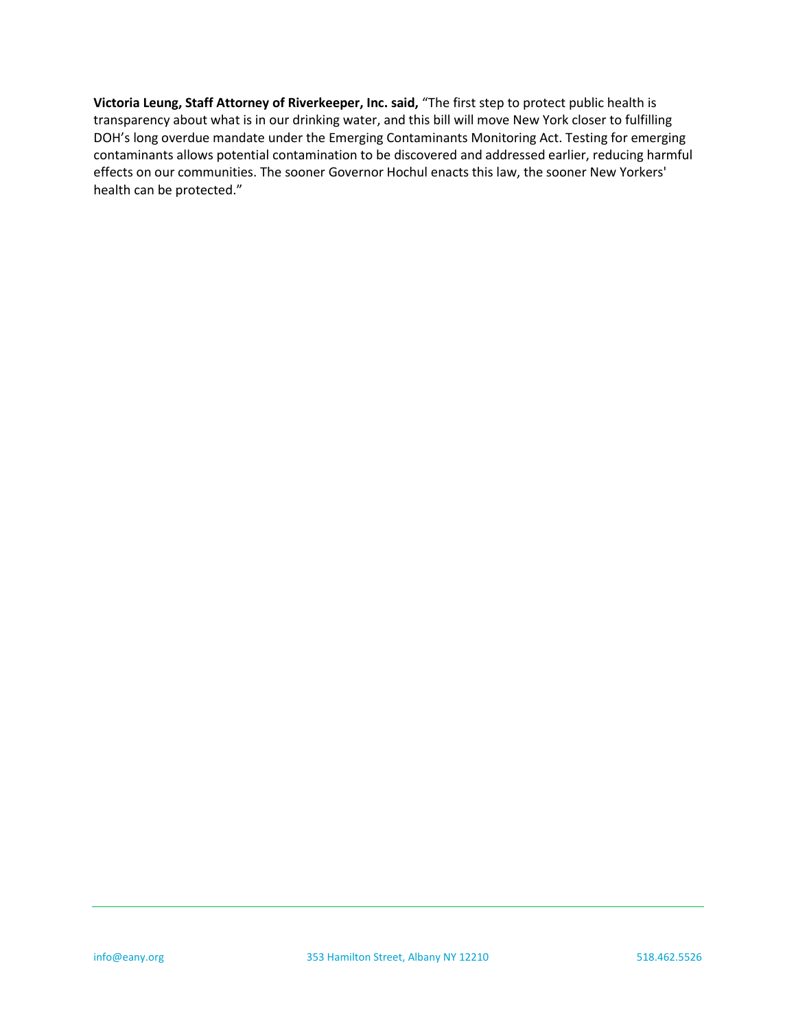**Victoria Leung, Staff Attorney of Riverkeeper, Inc. said,** "The first step to protect public health is transparency about what is in our drinking water, and this bill will move New York closer to fulfilling DOH's long overdue mandate under the Emerging Contaminants Monitoring Act. Testing for emerging contaminants allows potential contamination to be discovered and addressed earlier, reducing harmful effects on our communities. The sooner Governor Hochul enacts this law, the sooner New Yorkers' health can be protected."